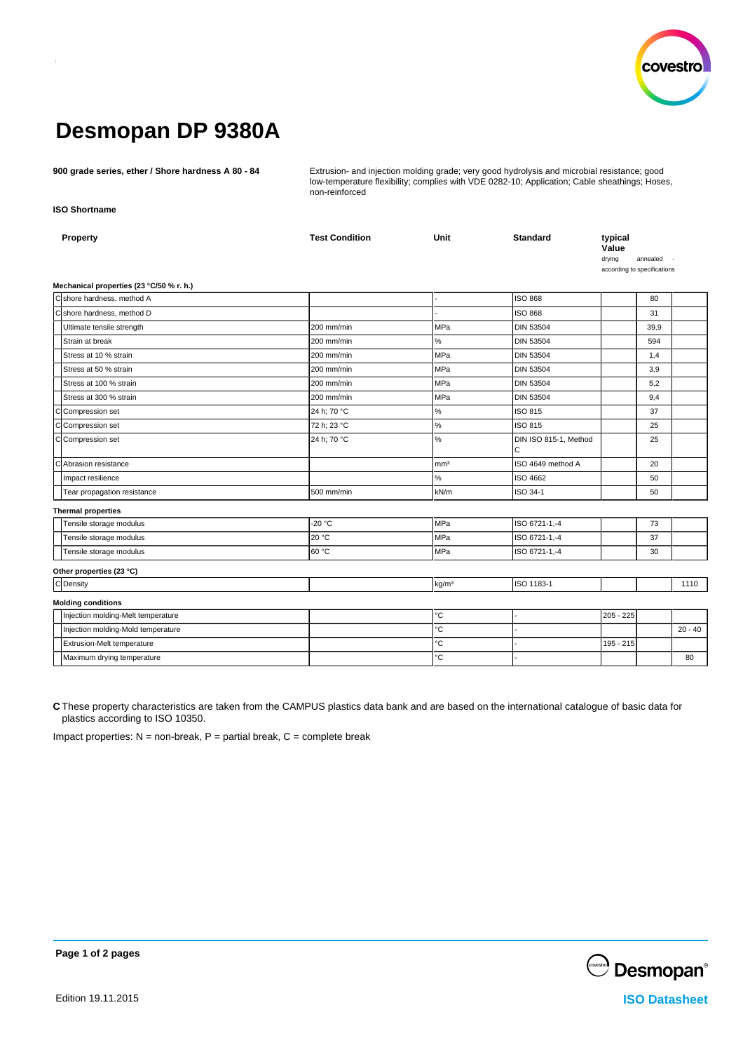# Desmopan DP 9380A

**900 grade series, ether / Shore hardness A 80 - 84**

Extrusion- and injection molding grade; very good hydrolysis and microbial resistance; good low-temperature flexibility; complies with VDE 0282-10; Application; Cable sheathings; Hoses, non-reinforced

**ISO Shortname**

| | Property | Test Condition | Unit | Standard | typical Value drying | annealed | - |
|---|---|---|---|---|---|---|---|
| | | | | | according to specifications | | |
| | **Mechanical properties (23 °C/50 % r. h.)** | | | | | | |
| C | shore hardness, method A | | - | ISO 868 | | 80 | |
| C | shore hardness, method D | | - | ISO 868 | | 31 | |
| | Ultimate tensile strength | 200 mm/min | MPa | DIN 53504 | | 39,9 | |
| | Strain at break | 200 mm/min | % | DIN 53504 | | 594 | |
| | Stress at 10 % strain | 200 mm/min | MPa | DIN 53504 | | 1,4 | |
| | Stress at 50 % strain | 200 mm/min | MPa | DIN 53504 | | 3,9 | |
| | Stress at 100 % strain | 200 mm/min | MPa | DIN 53504 | | 5,2 | |
| | Stress at 300 % strain | 200 mm/min | MPa | DIN 53504 | | 9,4 | |
| C | Compression set | 24 h; 70 °C | % | ISO 815 | | 37 | |
| C | Compression set | 72 h; 23 °C | % | ISO 815 | | 25 | |
| C | Compression set | 24 h; 70 °C | % | DIN ISO 815-1, Method C | | 25 | |
| C | Abrasion resistance | | mm³ | ISO 4649 method A | | 20 | |
| | Impact resilience | | % | ISO 4662 | | 50 | |
| | Tear propagation resistance | 500 mm/min | kN/m | ISO 34-1 | | 50 | |
| | **Thermal properties** | | | | | | |
| | Tensile storage modulus | -20 °C | MPa | ISO 6721-1,-4 | | 73 | |
| | Tensile storage modulus | 20 °C | MPa | ISO 6721-1,-4 | | 37 | |
| | Tensile storage modulus | 60 °C | MPa | ISO 6721-1,-4 | | 30 | |
| | **Other properties (23 °C)** | | | | | | |
| C | Density | | kg/m³ | ISO 1183-1 | | | 1110 |
| | **Molding conditions** | | | | | | |
| | Injection molding-Melt temperature | | °C | - | 205 - 225 | | |
| | Injection molding-Mold temperature | | °C | - | | | 20 - 40 |
| | Extrusion-Melt temperature | | °C | - | 195 - 215 | | |
| | Maximum drying temperature | | °C | - | | | 80 |

**C** These property characteristics are taken from the CAMPUS plastics data bank and are based on the international catalogue of basic data for plastics according to ISO 10350.

Impact properties: N = non-break, P = partial break, C = complete break

Edition 19.11.2015

**ISO Datasheet**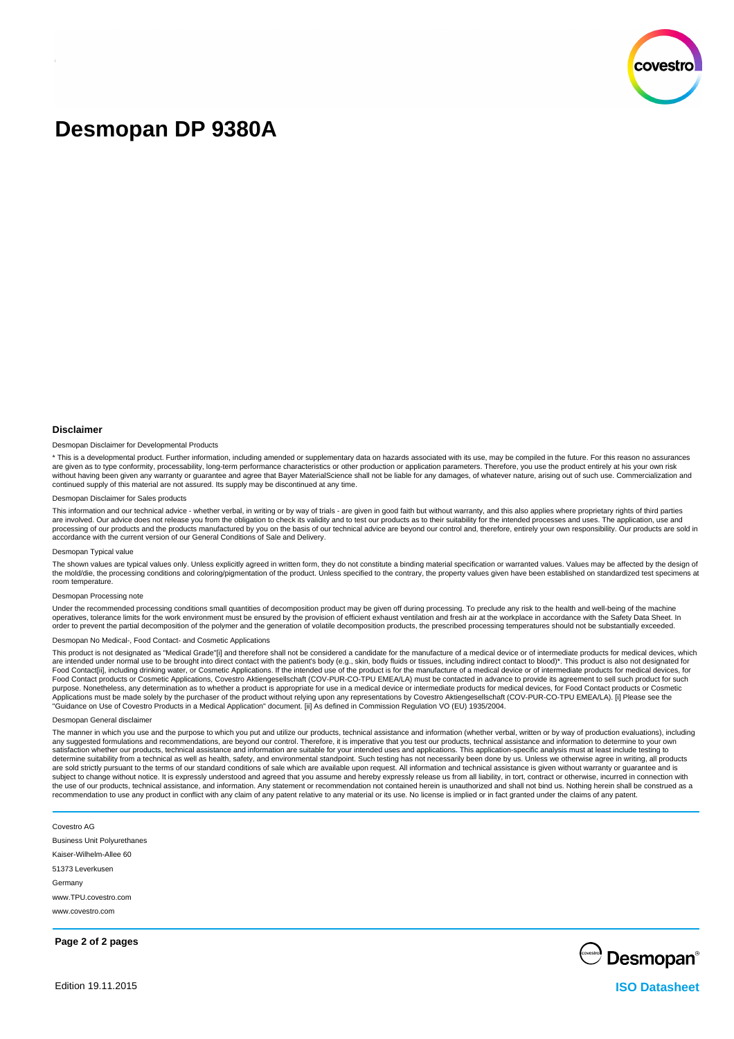# Desmopan DP 9380A

## Disclaimer

Desmopan Disclaimer for Developmental Products

* This is a developmental product. Further information, including amended or supplementary data on hazards associated with its use, may be compiled in the future. For this reason no assurances are given as to type conformity, processability, long-term performance characteristics or other production or application parameters. Therefore, you use the product entirely at his your own risk without having been given any warranty or guarantee and agree that Bayer MaterialScience shall not be liable for any damages, of whatever nature, arising out of such use. Commercialization and continued supply of this material are not assured. Its supply may be discontinued at any time.

Desmopan Disclaimer for Sales products

This information and our technical advice - whether verbal, in writing or by way of trials - are given in good faith but without warranty, and this also applies where proprietary rights of third parties are involved. Our advice does not release you from the obligation to check its validity and to test our products as to their suitability for the intended processes and uses. The application, use and processing of our products and the products manufactured by you on the basis of our technical advice are beyond our control and, therefore, entirely your own responsibility. Our products are sold in accordance with the current version of our General Conditions of Sale and Delivery.

Desmopan Typical value

The shown values are typical values only. Unless explicitly agreed in written form, they do not constitute a binding material specification or warranted values. Values may be affected by the design of the mold/die, the processing conditions and coloring/pigmentation of the product. Unless specified to the contrary, the property values given have been established on standardized test specimens at room temperature.

Desmopan Processing note

Under the recommended processing conditions small quantities of decomposition product may be given off during processing. To preclude any risk to the health and well-being of the machine operatives, tolerance limits for the work environment must be ensured by the provision of efficient exhaust ventilation and fresh air at the workplace in accordance with the Safety Data Sheet. In order to prevent the partial decomposition of the polymer and the generation of volatile decomposition products, the prescribed processing temperatures should not be substantially exceeded.

Desmopan No Medical-, Food Contact- and Cosmetic Applications

This product is not designated as "Medical Grade"[i] and therefore shall not be considered a candidate for the manufacture of a medical device or of intermediate products for medical devices, which are intended under normal use to be brought into direct contact with the patient's body (e.g., skin, body fluids or tissues, including indirect contact to blood)*. This product is also not designated for Food Contact[ii], including drinking water, or Cosmetic Applications. If the intended use of the product is for the manufacture of a medical device or of intermediate products for medical devices, for Food Contact products or Cosmetic Applications, Covestro Aktiengesellschaft (COV-PUR-CO-TPU EMEA/LA) must be contacted in advance to provide its agreement to sell such product for such purpose. Nonetheless, any determination as to whether a product is appropriate for use in a medical device or intermediate products for medical devices, for Food Contact products or Cosmetic Applications must be made solely by the purchaser of the product without relying upon any representations by Covestro Aktiengesellschaft (COV-PUR-CO-TPU EMEA/LA). [i] Please see the "Guidance on Use of Covestro Products in a Medical Application" document. [ii] As defined in Commission Regulation VO (EU) 1935/2004.

Desmopan General disclaimer

The manner in which you use and the purpose to which you put and utilize our products, technical assistance and information (whether verbal, written or by way of production evaluations), including any suggested formulations and recommendations, are beyond our control. Therefore, it is imperative that you test our products, technical assistance and information to determine to your own satisfaction whether our products, technical assistance and information are suitable for your intended uses and applications. This application-specific analysis must at least include testing to determine suitability from a technical as well as health, safety, and environmental standpoint. Such testing has not necessarily been done by us. Unless we otherwise agree in writing, all products are sold strictly pursuant to the terms of our standard conditions of sale which are available upon request. All information and technical assistance is given without warranty or guarantee and is subject to change without notice. It is expressly understood and agreed that you assume and hereby expressly release us from all liability, in tort, contract or otherwise, incurred in connection with the use of our products, technical assistance, and information. Any statement or recommendation not contained herein is unauthorized and shall not bind us. Nothing herein shall be construed as a recommendation to use any product in conflict with any claim of any patent relative to any material or its use. No license is implied or in fact granted under the claims of any patent.

Covestro AG

Business Unit Polyurethanes

Kaiser-Wilhelm-Allee 60

51373 Leverkusen

Germany

www.TPU.covestro.com

www.covestro.com

Edition 19.11.2015

ISO Datasheet